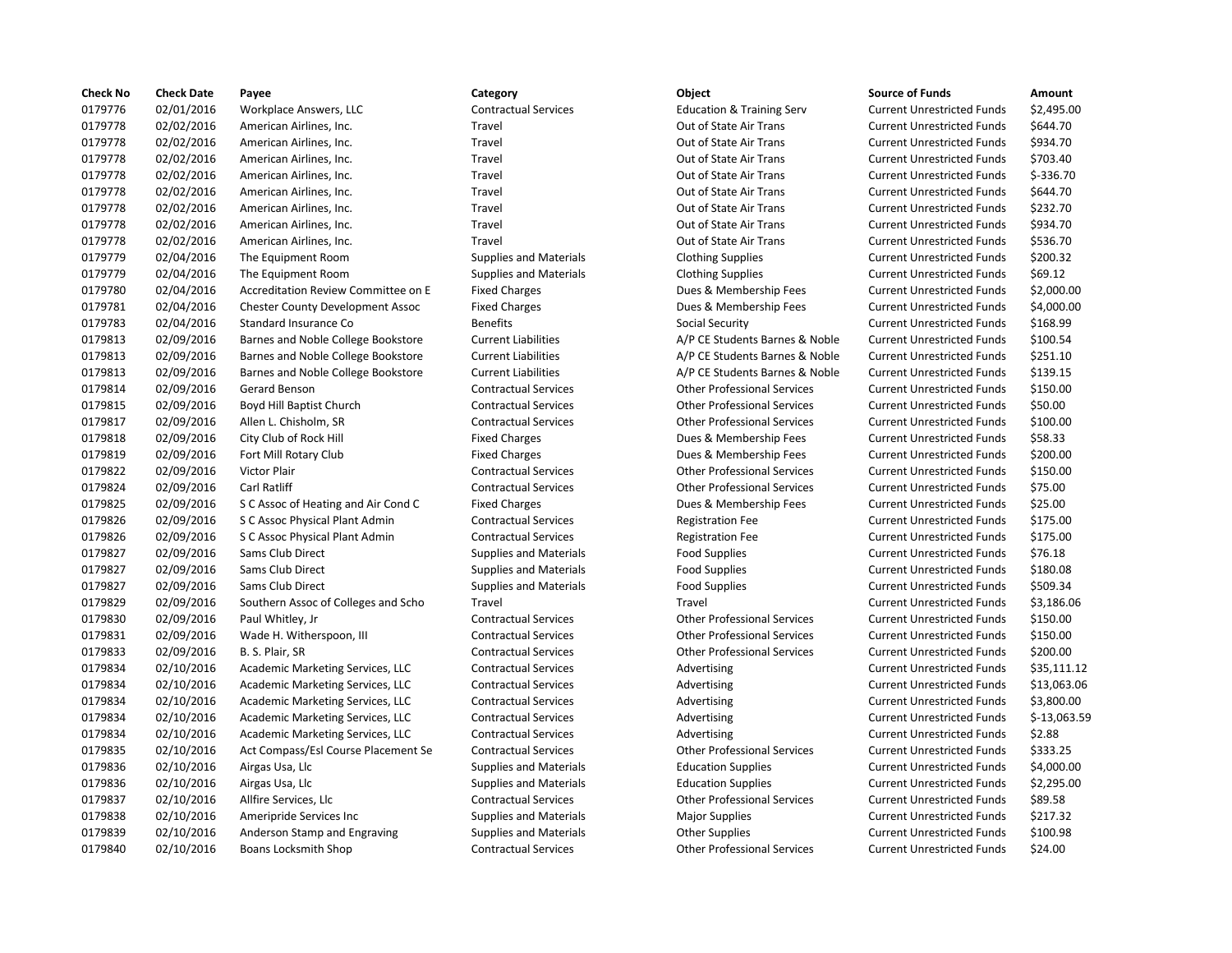| Check No | Check Date | Payee | Category | Object | Source of Funds | Amount |
|---|---|---|---|---|---|---|
| 0179776 | 02/01/2016 | Workplace Answers, LLC | Contractual Services | Education & Training Serv | Current Unrestricted Funds | $2,495.00 |
| 0179778 | 02/02/2016 | American Airlines, Inc. | Travel | Out of State Air Trans | Current Unrestricted Funds | $644.70 |
| 0179778 | 02/02/2016 | American Airlines, Inc. | Travel | Out of State Air Trans | Current Unrestricted Funds | $934.70 |
| 0179778 | 02/02/2016 | American Airlines, Inc. | Travel | Out of State Air Trans | Current Unrestricted Funds | $703.40 |
| 0179778 | 02/02/2016 | American Airlines, Inc. | Travel | Out of State Air Trans | Current Unrestricted Funds | $-336.70 |
| 0179778 | 02/02/2016 | American Airlines, Inc. | Travel | Out of State Air Trans | Current Unrestricted Funds | $644.70 |
| 0179778 | 02/02/2016 | American Airlines, Inc. | Travel | Out of State Air Trans | Current Unrestricted Funds | $232.70 |
| 0179778 | 02/02/2016 | American Airlines, Inc. | Travel | Out of State Air Trans | Current Unrestricted Funds | $934.70 |
| 0179778 | 02/02/2016 | American Airlines, Inc. | Travel | Out of State Air Trans | Current Unrestricted Funds | $536.70 |
| 0179779 | 02/04/2016 | The Equipment Room | Supplies and Materials | Clothing Supplies | Current Unrestricted Funds | $200.32 |
| 0179779 | 02/04/2016 | The Equipment Room | Supplies and Materials | Clothing Supplies | Current Unrestricted Funds | $69.12 |
| 0179780 | 02/04/2016 | Accreditation Review Committee on E | Fixed Charges | Dues & Membership Fees | Current Unrestricted Funds | $2,000.00 |
| 0179781 | 02/04/2016 | Chester County Development Assoc | Fixed Charges | Dues & Membership Fees | Current Unrestricted Funds | $4,000.00 |
| 0179783 | 02/04/2016 | Standard Insurance Co | Benefits | Social Security | Current Unrestricted Funds | $168.99 |
| 0179813 | 02/09/2016 | Barnes and Noble College Bookstore | Current Liabilities | A/P CE Students Barnes & Noble | Current Unrestricted Funds | $100.54 |
| 0179813 | 02/09/2016 | Barnes and Noble College Bookstore | Current Liabilities | A/P CE Students Barnes & Noble | Current Unrestricted Funds | $251.10 |
| 0179813 | 02/09/2016 | Barnes and Noble College Bookstore | Current Liabilities | A/P CE Students Barnes & Noble | Current Unrestricted Funds | $139.15 |
| 0179814 | 02/09/2016 | Gerard Benson | Contractual Services | Other Professional Services | Current Unrestricted Funds | $150.00 |
| 0179815 | 02/09/2016 | Boyd Hill Baptist Church | Contractual Services | Other Professional Services | Current Unrestricted Funds | $50.00 |
| 0179817 | 02/09/2016 | Allen L. Chisholm, SR | Contractual Services | Other Professional Services | Current Unrestricted Funds | $100.00 |
| 0179818 | 02/09/2016 | City Club of Rock Hill | Fixed Charges | Dues & Membership Fees | Current Unrestricted Funds | $58.33 |
| 0179819 | 02/09/2016 | Fort Mill Rotary Club | Fixed Charges | Dues & Membership Fees | Current Unrestricted Funds | $200.00 |
| 0179822 | 02/09/2016 | Victor Plair | Contractual Services | Other Professional Services | Current Unrestricted Funds | $150.00 |
| 0179824 | 02/09/2016 | Carl Ratliff | Contractual Services | Other Professional Services | Current Unrestricted Funds | $75.00 |
| 0179825 | 02/09/2016 | S C Assoc of Heating and Air Cond C | Fixed Charges | Dues & Membership Fees | Current Unrestricted Funds | $25.00 |
| 0179826 | 02/09/2016 | S C Assoc Physical Plant Admin | Contractual Services | Registration Fee | Current Unrestricted Funds | $175.00 |
| 0179826 | 02/09/2016 | S C Assoc Physical Plant Admin | Contractual Services | Registration Fee | Current Unrestricted Funds | $175.00 |
| 0179827 | 02/09/2016 | Sams Club Direct | Supplies and Materials | Food Supplies | Current Unrestricted Funds | $76.18 |
| 0179827 | 02/09/2016 | Sams Club Direct | Supplies and Materials | Food Supplies | Current Unrestricted Funds | $180.08 |
| 0179827 | 02/09/2016 | Sams Club Direct | Supplies and Materials | Food Supplies | Current Unrestricted Funds | $509.34 |
| 0179829 | 02/09/2016 | Southern Assoc of Colleges and Scho | Travel | Travel | Current Unrestricted Funds | $3,186.06 |
| 0179830 | 02/09/2016 | Paul Whitley, Jr | Contractual Services | Other Professional Services | Current Unrestricted Funds | $150.00 |
| 0179831 | 02/09/2016 | Wade H. Witherspoon, III | Contractual Services | Other Professional Services | Current Unrestricted Funds | $150.00 |
| 0179833 | 02/09/2016 | B. S. Plair, SR | Contractual Services | Other Professional Services | Current Unrestricted Funds | $200.00 |
| 0179834 | 02/10/2016 | Academic Marketing Services, LLC | Contractual Services | Advertising | Current Unrestricted Funds | $35,111.12 |
| 0179834 | 02/10/2016 | Academic Marketing Services, LLC | Contractual Services | Advertising | Current Unrestricted Funds | $13,063.06 |
| 0179834 | 02/10/2016 | Academic Marketing Services, LLC | Contractual Services | Advertising | Current Unrestricted Funds | $3,800.00 |
| 0179834 | 02/10/2016 | Academic Marketing Services, LLC | Contractual Services | Advertising | Current Unrestricted Funds | $-13,063.59 |
| 0179834 | 02/10/2016 | Academic Marketing Services, LLC | Contractual Services | Advertising | Current Unrestricted Funds | $2.88 |
| 0179835 | 02/10/2016 | Act Compass/Esl Course Placement Se | Contractual Services | Other Professional Services | Current Unrestricted Funds | $333.25 |
| 0179836 | 02/10/2016 | Airgas Usa, Llc | Supplies and Materials | Education Supplies | Current Unrestricted Funds | $4,000.00 |
| 0179836 | 02/10/2016 | Airgas Usa, Llc | Supplies and Materials | Education Supplies | Current Unrestricted Funds | $2,295.00 |
| 0179837 | 02/10/2016 | Allfire Services, Llc | Contractual Services | Other Professional Services | Current Unrestricted Funds | $89.58 |
| 0179838 | 02/10/2016 | Ameripride Services Inc | Supplies and Materials | Major Supplies | Current Unrestricted Funds | $217.32 |
| 0179839 | 02/10/2016 | Anderson Stamp and Engraving | Supplies and Materials | Other Supplies | Current Unrestricted Funds | $100.98 |
| 0179840 | 02/10/2016 | Boans Locksmith Shop | Contractual Services | Other Professional Services | Current Unrestricted Funds | $24.00 |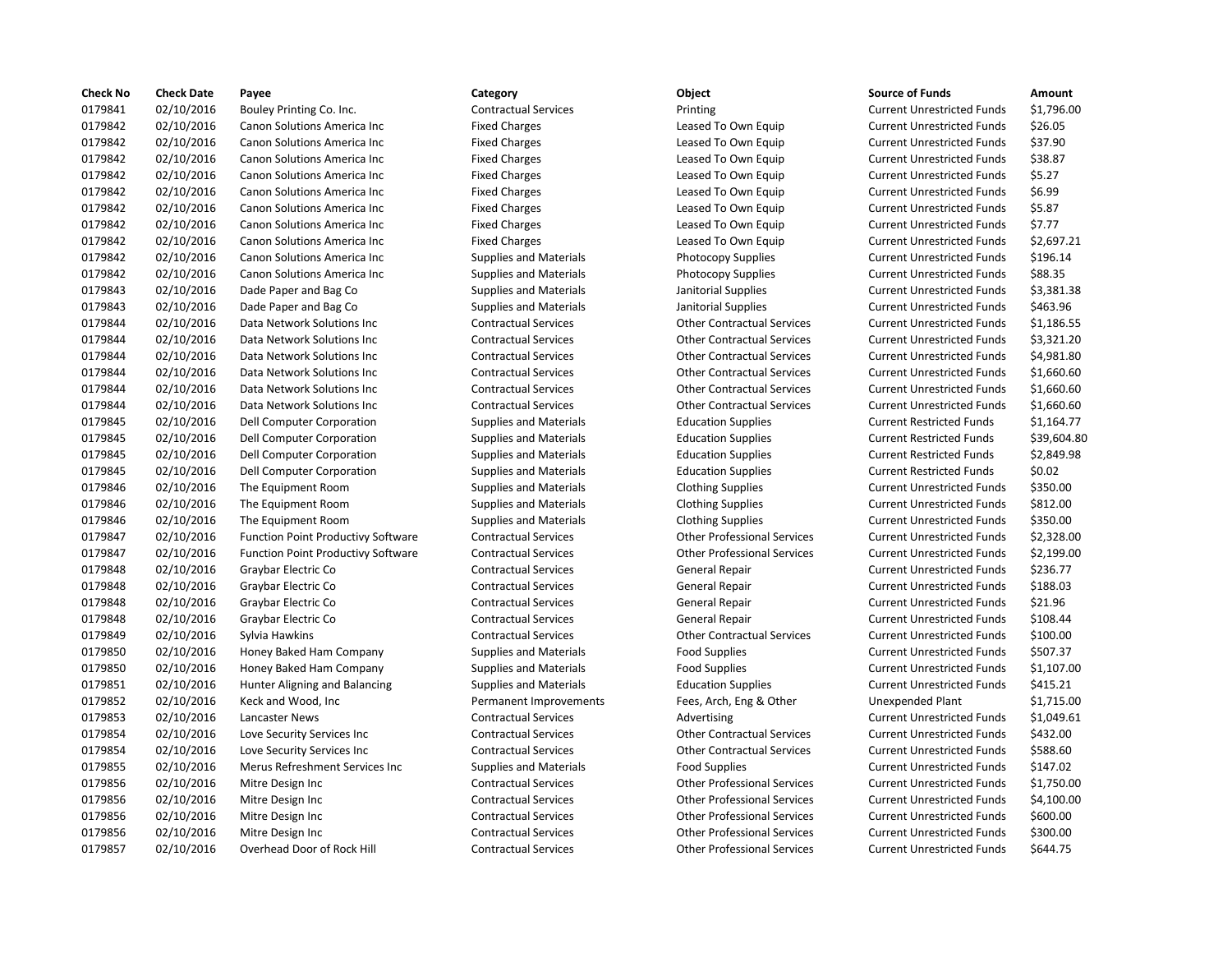| Check No | Check Date | Payee | Category | Object | Source of Funds | Amount |
|---|---|---|---|---|---|---|
| 0179841 | 02/10/2016 | Bouley Printing Co. Inc. | Contractual Services | Printing | Current Unrestricted Funds | $1,796.00 |
| 0179842 | 02/10/2016 | Canon Solutions America Inc | Fixed Charges | Leased To Own Equip | Current Unrestricted Funds | $26.05 |
| 0179842 | 02/10/2016 | Canon Solutions America Inc | Fixed Charges | Leased To Own Equip | Current Unrestricted Funds | $37.90 |
| 0179842 | 02/10/2016 | Canon Solutions America Inc | Fixed Charges | Leased To Own Equip | Current Unrestricted Funds | $38.87 |
| 0179842 | 02/10/2016 | Canon Solutions America Inc | Fixed Charges | Leased To Own Equip | Current Unrestricted Funds | $5.27 |
| 0179842 | 02/10/2016 | Canon Solutions America Inc | Fixed Charges | Leased To Own Equip | Current Unrestricted Funds | $6.99 |
| 0179842 | 02/10/2016 | Canon Solutions America Inc | Fixed Charges | Leased To Own Equip | Current Unrestricted Funds | $5.87 |
| 0179842 | 02/10/2016 | Canon Solutions America Inc | Fixed Charges | Leased To Own Equip | Current Unrestricted Funds | $7.77 |
| 0179842 | 02/10/2016 | Canon Solutions America Inc | Fixed Charges | Leased To Own Equip | Current Unrestricted Funds | $2,697.21 |
| 0179842 | 02/10/2016 | Canon Solutions America Inc | Supplies and Materials | Photocopy Supplies | Current Unrestricted Funds | $196.14 |
| 0179842 | 02/10/2016 | Canon Solutions America Inc | Supplies and Materials | Photocopy Supplies | Current Unrestricted Funds | $88.35 |
| 0179843 | 02/10/2016 | Dade Paper and Bag Co | Supplies and Materials | Janitorial Supplies | Current Unrestricted Funds | $3,381.38 |
| 0179843 | 02/10/2016 | Dade Paper and Bag Co | Supplies and Materials | Janitorial Supplies | Current Unrestricted Funds | $463.96 |
| 0179844 | 02/10/2016 | Data Network Solutions Inc | Contractual Services | Other Contractual Services | Current Unrestricted Funds | $1,186.55 |
| 0179844 | 02/10/2016 | Data Network Solutions Inc | Contractual Services | Other Contractual Services | Current Unrestricted Funds | $3,321.20 |
| 0179844 | 02/10/2016 | Data Network Solutions Inc | Contractual Services | Other Contractual Services | Current Unrestricted Funds | $4,981.80 |
| 0179844 | 02/10/2016 | Data Network Solutions Inc | Contractual Services | Other Contractual Services | Current Unrestricted Funds | $1,660.60 |
| 0179844 | 02/10/2016 | Data Network Solutions Inc | Contractual Services | Other Contractual Services | Current Unrestricted Funds | $1,660.60 |
| 0179844 | 02/10/2016 | Data Network Solutions Inc | Contractual Services | Other Contractual Services | Current Unrestricted Funds | $1,660.60 |
| 0179845 | 02/10/2016 | Dell Computer Corporation | Supplies and Materials | Education Supplies | Current Restricted Funds | $1,164.77 |
| 0179845 | 02/10/2016 | Dell Computer Corporation | Supplies and Materials | Education Supplies | Current Restricted Funds | $39,604.80 |
| 0179845 | 02/10/2016 | Dell Computer Corporation | Supplies and Materials | Education Supplies | Current Restricted Funds | $2,849.98 |
| 0179845 | 02/10/2016 | Dell Computer Corporation | Supplies and Materials | Education Supplies | Current Restricted Funds | $0.02 |
| 0179846 | 02/10/2016 | The Equipment Room | Supplies and Materials | Clothing Supplies | Current Unrestricted Funds | $350.00 |
| 0179846 | 02/10/2016 | The Equipment Room | Supplies and Materials | Clothing Supplies | Current Unrestricted Funds | $812.00 |
| 0179846 | 02/10/2016 | The Equipment Room | Supplies and Materials | Clothing Supplies | Current Unrestricted Funds | $350.00 |
| 0179847 | 02/10/2016 | Function Point Productivy Software | Contractual Services | Other Professional Services | Current Unrestricted Funds | $2,328.00 |
| 0179847 | 02/10/2016 | Function Point Productivy Software | Contractual Services | Other Professional Services | Current Unrestricted Funds | $2,199.00 |
| 0179848 | 02/10/2016 | Graybar Electric Co | Contractual Services | General Repair | Current Unrestricted Funds | $236.77 |
| 0179848 | 02/10/2016 | Graybar Electric Co | Contractual Services | General Repair | Current Unrestricted Funds | $188.03 |
| 0179848 | 02/10/2016 | Graybar Electric Co | Contractual Services | General Repair | Current Unrestricted Funds | $21.96 |
| 0179848 | 02/10/2016 | Graybar Electric Co | Contractual Services | General Repair | Current Unrestricted Funds | $108.44 |
| 0179849 | 02/10/2016 | Sylvia Hawkins | Contractual Services | Other Contractual Services | Current Unrestricted Funds | $100.00 |
| 0179850 | 02/10/2016 | Honey Baked Ham Company | Supplies and Materials | Food Supplies | Current Unrestricted Funds | $507.37 |
| 0179850 | 02/10/2016 | Honey Baked Ham Company | Supplies and Materials | Food Supplies | Current Unrestricted Funds | $1,107.00 |
| 0179851 | 02/10/2016 | Hunter Aligning and Balancing | Supplies and Materials | Education Supplies | Current Unrestricted Funds | $415.21 |
| 0179852 | 02/10/2016 | Keck and Wood, Inc | Permanent Improvements | Fees, Arch, Eng & Other | Unexpended Plant | $1,715.00 |
| 0179853 | 02/10/2016 | Lancaster News | Contractual Services | Advertising | Current Unrestricted Funds | $1,049.61 |
| 0179854 | 02/10/2016 | Love Security Services Inc | Contractual Services | Other Contractual Services | Current Unrestricted Funds | $432.00 |
| 0179854 | 02/10/2016 | Love Security Services Inc | Contractual Services | Other Contractual Services | Current Unrestricted Funds | $588.60 |
| 0179855 | 02/10/2016 | Merus Refreshment Services Inc | Supplies and Materials | Food Supplies | Current Unrestricted Funds | $147.02 |
| 0179856 | 02/10/2016 | Mitre Design Inc | Contractual Services | Other Professional Services | Current Unrestricted Funds | $1,750.00 |
| 0179856 | 02/10/2016 | Mitre Design Inc | Contractual Services | Other Professional Services | Current Unrestricted Funds | $4,100.00 |
| 0179856 | 02/10/2016 | Mitre Design Inc | Contractual Services | Other Professional Services | Current Unrestricted Funds | $600.00 |
| 0179856 | 02/10/2016 | Mitre Design Inc | Contractual Services | Other Professional Services | Current Unrestricted Funds | $300.00 |
| 0179857 | 02/10/2016 | Overhead Door of Rock Hill | Contractual Services | Other Professional Services | Current Unrestricted Funds | $644.75 |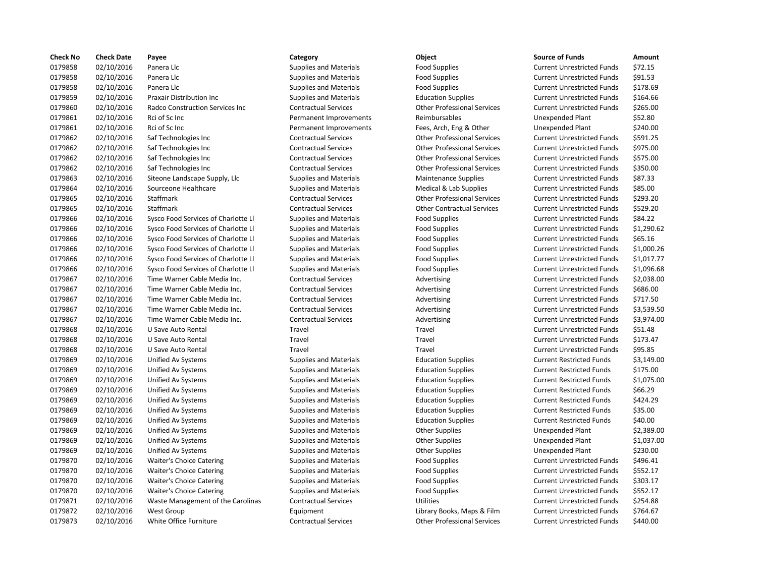| Check No | Check Date | Payee | Category | Object | Source of Funds | Amount |
|---|---|---|---|---|---|---|
| 0179858 | 02/10/2016 | Panera Llc | Supplies and Materials | Food Supplies | Current Unrestricted Funds | $72.15 |
| 0179858 | 02/10/2016 | Panera Llc | Supplies and Materials | Food Supplies | Current Unrestricted Funds | $91.53 |
| 0179858 | 02/10/2016 | Panera Llc | Supplies and Materials | Food Supplies | Current Unrestricted Funds | $178.69 |
| 0179859 | 02/10/2016 | Praxair Distribution Inc | Supplies and Materials | Education Supplies | Current Unrestricted Funds | $164.66 |
| 0179860 | 02/10/2016 | Radco Construction Services Inc | Contractual Services | Other Professional Services | Current Unrestricted Funds | $265.00 |
| 0179861 | 02/10/2016 | Rci of Sc Inc | Permanent Improvements | Reimbursables | Unexpended Plant | $52.80 |
| 0179861 | 02/10/2016 | Rci of Sc Inc | Permanent Improvements | Fees, Arch, Eng & Other | Unexpended Plant | $240.00 |
| 0179862 | 02/10/2016 | Saf Technologies Inc | Contractual Services | Other Professional Services | Current Unrestricted Funds | $591.25 |
| 0179862 | 02/10/2016 | Saf Technologies Inc | Contractual Services | Other Professional Services | Current Unrestricted Funds | $975.00 |
| 0179862 | 02/10/2016 | Saf Technologies Inc | Contractual Services | Other Professional Services | Current Unrestricted Funds | $575.00 |
| 0179862 | 02/10/2016 | Saf Technologies Inc | Contractual Services | Other Professional Services | Current Unrestricted Funds | $350.00 |
| 0179863 | 02/10/2016 | Siteone Landscape Supply, Llc | Supplies and Materials | Maintenance Supplies | Current Unrestricted Funds | $87.33 |
| 0179864 | 02/10/2016 | Sourceone Healthcare | Supplies and Materials | Medical & Lab Supplies | Current Unrestricted Funds | $85.00 |
| 0179865 | 02/10/2016 | Staffmark | Contractual Services | Other Professional Services | Current Unrestricted Funds | $293.20 |
| 0179865 | 02/10/2016 | Staffmark | Contractual Services | Other Contractual Services | Current Unrestricted Funds | $529.20 |
| 0179866 | 02/10/2016 | Sysco Food Services of Charlotte Ll | Supplies and Materials | Food Supplies | Current Unrestricted Funds | $84.22 |
| 0179866 | 02/10/2016 | Sysco Food Services of Charlotte Ll | Supplies and Materials | Food Supplies | Current Unrestricted Funds | $1,290.62 |
| 0179866 | 02/10/2016 | Sysco Food Services of Charlotte Ll | Supplies and Materials | Food Supplies | Current Unrestricted Funds | $65.16 |
| 0179866 | 02/10/2016 | Sysco Food Services of Charlotte Ll | Supplies and Materials | Food Supplies | Current Unrestricted Funds | $1,000.26 |
| 0179866 | 02/10/2016 | Sysco Food Services of Charlotte Ll | Supplies and Materials | Food Supplies | Current Unrestricted Funds | $1,017.77 |
| 0179866 | 02/10/2016 | Sysco Food Services of Charlotte Ll | Supplies and Materials | Food Supplies | Current Unrestricted Funds | $1,096.68 |
| 0179867 | 02/10/2016 | Time Warner Cable Media Inc. | Contractual Services | Advertising | Current Unrestricted Funds | $2,038.00 |
| 0179867 | 02/10/2016 | Time Warner Cable Media Inc. | Contractual Services | Advertising | Current Unrestricted Funds | $686.00 |
| 0179867 | 02/10/2016 | Time Warner Cable Media Inc. | Contractual Services | Advertising | Current Unrestricted Funds | $717.50 |
| 0179867 | 02/10/2016 | Time Warner Cable Media Inc. | Contractual Services | Advertising | Current Unrestricted Funds | $3,539.50 |
| 0179867 | 02/10/2016 | Time Warner Cable Media Inc. | Contractual Services | Advertising | Current Unrestricted Funds | $3,974.00 |
| 0179868 | 02/10/2016 | U Save Auto Rental | Travel | Travel | Current Unrestricted Funds | $51.48 |
| 0179868 | 02/10/2016 | U Save Auto Rental | Travel | Travel | Current Unrestricted Funds | $173.47 |
| 0179868 | 02/10/2016 | U Save Auto Rental | Travel | Travel | Current Unrestricted Funds | $95.85 |
| 0179869 | 02/10/2016 | Unified Av Systems | Supplies and Materials | Education Supplies | Current Restricted Funds | $3,149.00 |
| 0179869 | 02/10/2016 | Unified Av Systems | Supplies and Materials | Education Supplies | Current Restricted Funds | $175.00 |
| 0179869 | 02/10/2016 | Unified Av Systems | Supplies and Materials | Education Supplies | Current Restricted Funds | $1,075.00 |
| 0179869 | 02/10/2016 | Unified Av Systems | Supplies and Materials | Education Supplies | Current Restricted Funds | $66.29 |
| 0179869 | 02/10/2016 | Unified Av Systems | Supplies and Materials | Education Supplies | Current Restricted Funds | $424.29 |
| 0179869 | 02/10/2016 | Unified Av Systems | Supplies and Materials | Education Supplies | Current Restricted Funds | $35.00 |
| 0179869 | 02/10/2016 | Unified Av Systems | Supplies and Materials | Education Supplies | Current Restricted Funds | $40.00 |
| 0179869 | 02/10/2016 | Unified Av Systems | Supplies and Materials | Other Supplies | Unexpended Plant | $2,389.00 |
| 0179869 | 02/10/2016 | Unified Av Systems | Supplies and Materials | Other Supplies | Unexpended Plant | $1,037.00 |
| 0179869 | 02/10/2016 | Unified Av Systems | Supplies and Materials | Other Supplies | Unexpended Plant | $230.00 |
| 0179870 | 02/10/2016 | Waiter's Choice Catering | Supplies and Materials | Food Supplies | Current Unrestricted Funds | $496.41 |
| 0179870 | 02/10/2016 | Waiter's Choice Catering | Supplies and Materials | Food Supplies | Current Unrestricted Funds | $552.17 |
| 0179870 | 02/10/2016 | Waiter's Choice Catering | Supplies and Materials | Food Supplies | Current Unrestricted Funds | $303.17 |
| 0179870 | 02/10/2016 | Waiter's Choice Catering | Supplies and Materials | Food Supplies | Current Unrestricted Funds | $552.17 |
| 0179871 | 02/10/2016 | Waste Management of the Carolinas | Contractual Services | Utilities | Current Unrestricted Funds | $254.88 |
| 0179872 | 02/10/2016 | West Group | Equipment | Library Books, Maps & Film | Current Unrestricted Funds | $764.67 |
| 0179873 | 02/10/2016 | White Office Furniture | Contractual Services | Other Professional Services | Current Unrestricted Funds | $440.00 |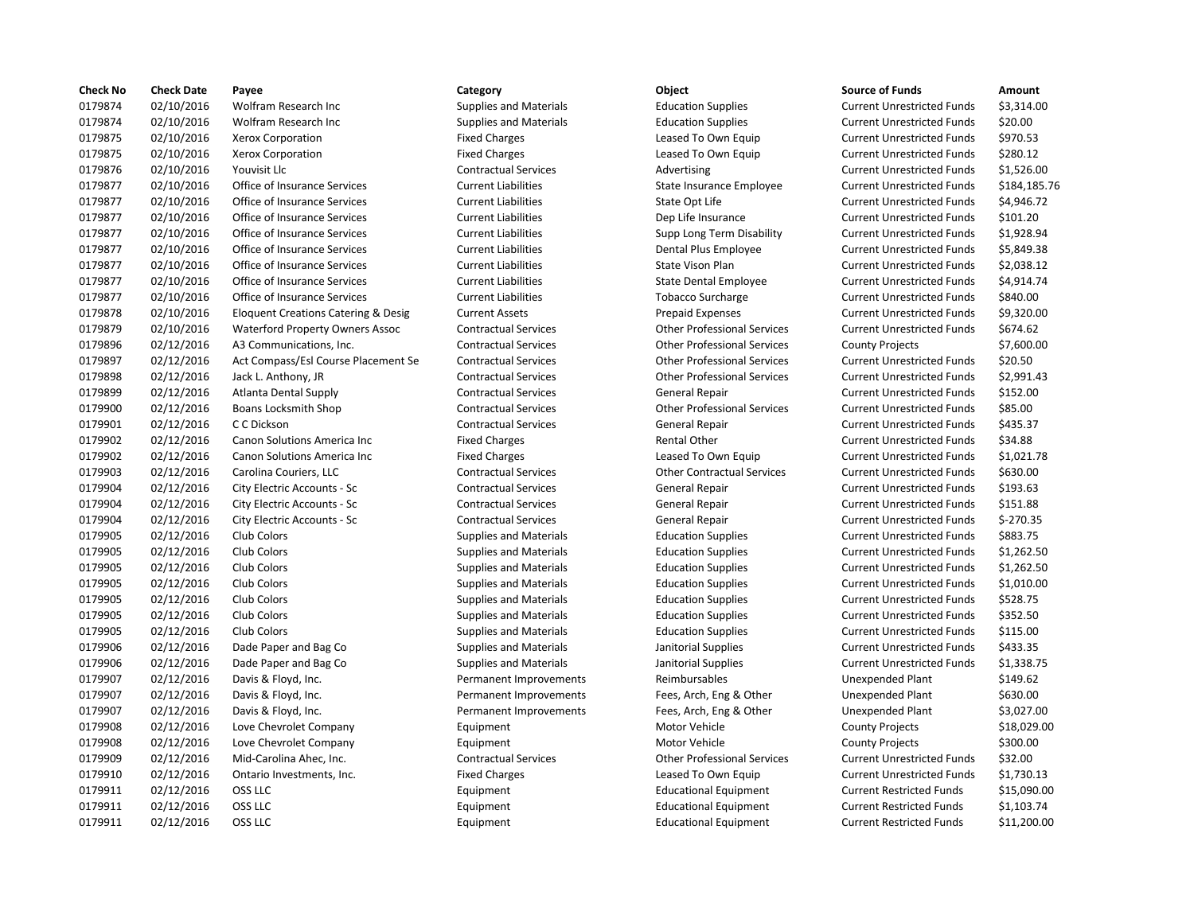| Check No | Check Date | Payee | Category | Object | Source of Funds | Amount |
|---|---|---|---|---|---|---|
| 0179874 | 02/10/2016 | Wolfram Research Inc | Supplies and Materials | Education Supplies | Current Unrestricted Funds | $3,314.00 |
| 0179874 | 02/10/2016 | Wolfram Research Inc | Supplies and Materials | Education Supplies | Current Unrestricted Funds | $20.00 |
| 0179875 | 02/10/2016 | Xerox Corporation | Fixed Charges | Leased To Own Equip | Current Unrestricted Funds | $970.53 |
| 0179875 | 02/10/2016 | Xerox Corporation | Fixed Charges | Leased To Own Equip | Current Unrestricted Funds | $280.12 |
| 0179876 | 02/10/2016 | Youvisit Llc | Contractual Services | Advertising | Current Unrestricted Funds | $1,526.00 |
| 0179877 | 02/10/2016 | Office of Insurance Services | Current Liabilities | State Insurance Employee | Current Unrestricted Funds | $184,185.76 |
| 0179877 | 02/10/2016 | Office of Insurance Services | Current Liabilities | State Opt Life | Current Unrestricted Funds | $4,946.72 |
| 0179877 | 02/10/2016 | Office of Insurance Services | Current Liabilities | Dep Life Insurance | Current Unrestricted Funds | $101.20 |
| 0179877 | 02/10/2016 | Office of Insurance Services | Current Liabilities | Supp Long Term Disability | Current Unrestricted Funds | $1,928.94 |
| 0179877 | 02/10/2016 | Office of Insurance Services | Current Liabilities | Dental Plus Employee | Current Unrestricted Funds | $5,849.38 |
| 0179877 | 02/10/2016 | Office of Insurance Services | Current Liabilities | State Vison Plan | Current Unrestricted Funds | $2,038.12 |
| 0179877 | 02/10/2016 | Office of Insurance Services | Current Liabilities | State Dental Employee | Current Unrestricted Funds | $4,914.74 |
| 0179877 | 02/10/2016 | Office of Insurance Services | Current Liabilities | Tobacco Surcharge | Current Unrestricted Funds | $840.00 |
| 0179878 | 02/10/2016 | Eloquent Creations Catering & Desig | Current Assets | Prepaid Expenses | Current Unrestricted Funds | $9,320.00 |
| 0179879 | 02/10/2016 | Waterford Property Owners Assoc | Contractual Services | Other Professional Services | Current Unrestricted Funds | $674.62 |
| 0179896 | 02/12/2016 | A3 Communications, Inc. | Contractual Services | Other Professional Services | County Projects | $7,600.00 |
| 0179897 | 02/12/2016 | Act Compass/Esl Course Placement Se | Contractual Services | Other Professional Services | Current Unrestricted Funds | $20.50 |
| 0179898 | 02/12/2016 | Jack L. Anthony, JR | Contractual Services | Other Professional Services | Current Unrestricted Funds | $2,991.43 |
| 0179899 | 02/12/2016 | Atlanta Dental Supply | Contractual Services | General Repair | Current Unrestricted Funds | $152.00 |
| 0179900 | 02/12/2016 | Boans Locksmith Shop | Contractual Services | Other Professional Services | Current Unrestricted Funds | $85.00 |
| 0179901 | 02/12/2016 | C C Dickson | Contractual Services | General Repair | Current Unrestricted Funds | $435.37 |
| 0179902 | 02/12/2016 | Canon Solutions America Inc | Fixed Charges | Rental Other | Current Unrestricted Funds | $34.88 |
| 0179902 | 02/12/2016 | Canon Solutions America Inc | Fixed Charges | Leased To Own Equip | Current Unrestricted Funds | $1,021.78 |
| 0179903 | 02/12/2016 | Carolina Couriers, LLC | Contractual Services | Other Contractual Services | Current Unrestricted Funds | $630.00 |
| 0179904 | 02/12/2016 | City Electric Accounts - Sc | Contractual Services | General Repair | Current Unrestricted Funds | $193.63 |
| 0179904 | 02/12/2016 | City Electric Accounts - Sc | Contractual Services | General Repair | Current Unrestricted Funds | $151.88 |
| 0179904 | 02/12/2016 | City Electric Accounts - Sc | Contractual Services | General Repair | Current Unrestricted Funds | $-270.35 |
| 0179905 | 02/12/2016 | Club Colors | Supplies and Materials | Education Supplies | Current Unrestricted Funds | $883.75 |
| 0179905 | 02/12/2016 | Club Colors | Supplies and Materials | Education Supplies | Current Unrestricted Funds | $1,262.50 |
| 0179905 | 02/12/2016 | Club Colors | Supplies and Materials | Education Supplies | Current Unrestricted Funds | $1,262.50 |
| 0179905 | 02/12/2016 | Club Colors | Supplies and Materials | Education Supplies | Current Unrestricted Funds | $1,010.00 |
| 0179905 | 02/12/2016 | Club Colors | Supplies and Materials | Education Supplies | Current Unrestricted Funds | $528.75 |
| 0179905 | 02/12/2016 | Club Colors | Supplies and Materials | Education Supplies | Current Unrestricted Funds | $352.50 |
| 0179905 | 02/12/2016 | Club Colors | Supplies and Materials | Education Supplies | Current Unrestricted Funds | $115.00 |
| 0179906 | 02/12/2016 | Dade Paper and Bag Co | Supplies and Materials | Janitorial Supplies | Current Unrestricted Funds | $433.35 |
| 0179906 | 02/12/2016 | Dade Paper and Bag Co | Supplies and Materials | Janitorial Supplies | Current Unrestricted Funds | $1,338.75 |
| 0179907 | 02/12/2016 | Davis & Floyd, Inc. | Permanent Improvements | Reimbursables | Unexpended Plant | $149.62 |
| 0179907 | 02/12/2016 | Davis & Floyd, Inc. | Permanent Improvements | Fees, Arch, Eng & Other | Unexpended Plant | $630.00 |
| 0179907 | 02/12/2016 | Davis & Floyd, Inc. | Permanent Improvements | Fees, Arch, Eng & Other | Unexpended Plant | $3,027.00 |
| 0179908 | 02/12/2016 | Love Chevrolet Company | Equipment | Motor Vehicle | County Projects | $18,029.00 |
| 0179908 | 02/12/2016 | Love Chevrolet Company | Equipment | Motor Vehicle | County Projects | $300.00 |
| 0179909 | 02/12/2016 | Mid-Carolina Ahec, Inc. | Contractual Services | Other Professional Services | Current Unrestricted Funds | $32.00 |
| 0179910 | 02/12/2016 | Ontario Investments, Inc. | Fixed Charges | Leased To Own Equip | Current Unrestricted Funds | $1,730.13 |
| 0179911 | 02/12/2016 | OSS LLC | Equipment | Educational Equipment | Current Restricted Funds | $15,090.00 |
| 0179911 | 02/12/2016 | OSS LLC | Equipment | Educational Equipment | Current Restricted Funds | $1,103.74 |
| 0179911 | 02/12/2016 | OSS LLC | Equipment | Educational Equipment | Current Restricted Funds | $11,200.00 |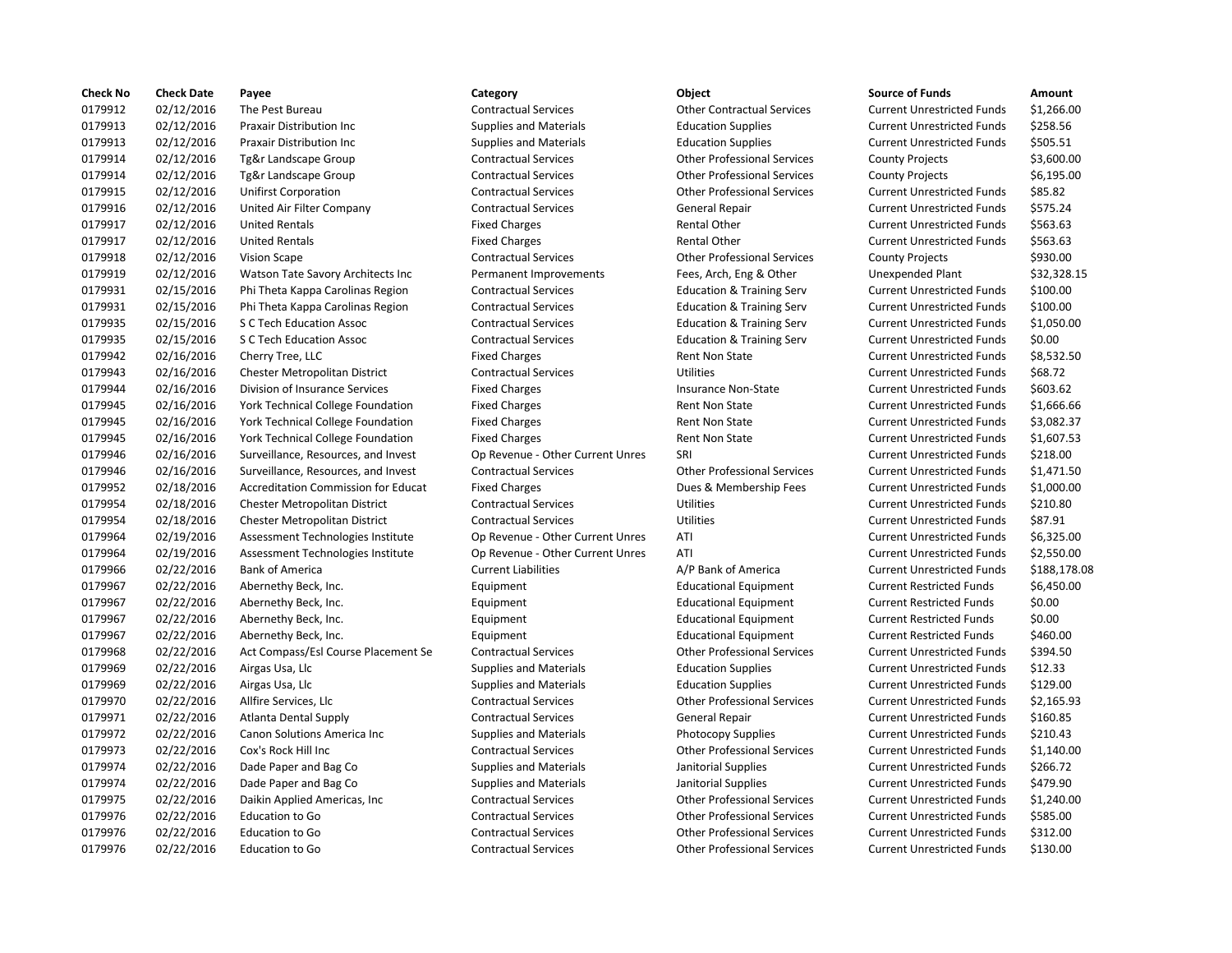| Check No | Check Date | Payee | Category | Object | Source of Funds | Amount |
|---|---|---|---|---|---|---|
| 0179912 | 02/12/2016 | The Pest Bureau | Contractual Services | Other Contractual Services | Current Unrestricted Funds | $1,266.00 |
| 0179913 | 02/12/2016 | Praxair Distribution Inc | Supplies and Materials | Education Supplies | Current Unrestricted Funds | $258.56 |
| 0179913 | 02/12/2016 | Praxair Distribution Inc | Supplies and Materials | Education Supplies | Current Unrestricted Funds | $505.51 |
| 0179914 | 02/12/2016 | Tg&r Landscape Group | Contractual Services | Other Professional Services | County Projects | $3,600.00 |
| 0179914 | 02/12/2016 | Tg&r Landscape Group | Contractual Services | Other Professional Services | County Projects | $6,195.00 |
| 0179915 | 02/12/2016 | Unifirst Corporation | Contractual Services | Other Professional Services | Current Unrestricted Funds | $85.82 |
| 0179916 | 02/12/2016 | United Air Filter Company | Contractual Services | General Repair | Current Unrestricted Funds | $575.24 |
| 0179917 | 02/12/2016 | United Rentals | Fixed Charges | Rental Other | Current Unrestricted Funds | $563.63 |
| 0179917 | 02/12/2016 | United Rentals | Fixed Charges | Rental Other | Current Unrestricted Funds | $563.63 |
| 0179918 | 02/12/2016 | Vision Scape | Contractual Services | Other Professional Services | County Projects | $930.00 |
| 0179919 | 02/12/2016 | Watson Tate Savory Architects Inc | Permanent Improvements | Fees, Arch, Eng & Other | Unexpended Plant | $32,328.15 |
| 0179931 | 02/15/2016 | Phi Theta Kappa Carolinas Region | Contractual Services | Education & Training Serv | Current Unrestricted Funds | $100.00 |
| 0179931 | 02/15/2016 | Phi Theta Kappa Carolinas Region | Contractual Services | Education & Training Serv | Current Unrestricted Funds | $100.00 |
| 0179935 | 02/15/2016 | S C Tech Education Assoc | Contractual Services | Education & Training Serv | Current Unrestricted Funds | $1,050.00 |
| 0179935 | 02/15/2016 | S C Tech Education Assoc | Contractual Services | Education & Training Serv | Current Unrestricted Funds | $0.00 |
| 0179942 | 02/16/2016 | Cherry Tree, LLC | Fixed Charges | Rent Non State | Current Unrestricted Funds | $8,532.50 |
| 0179943 | 02/16/2016 | Chester Metropolitan District | Contractual Services | Utilities | Current Unrestricted Funds | $68.72 |
| 0179944 | 02/16/2016 | Division of Insurance Services | Fixed Charges | Insurance Non-State | Current Unrestricted Funds | $603.62 |
| 0179945 | 02/16/2016 | York Technical College Foundation | Fixed Charges | Rent Non State | Current Unrestricted Funds | $1,666.66 |
| 0179945 | 02/16/2016 | York Technical College Foundation | Fixed Charges | Rent Non State | Current Unrestricted Funds | $3,082.37 |
| 0179945 | 02/16/2016 | York Technical College Foundation | Fixed Charges | Rent Non State | Current Unrestricted Funds | $1,607.53 |
| 0179946 | 02/16/2016 | Surveillance, Resources, and Invest | Op Revenue - Other Current Unres | SRI | Current Unrestricted Funds | $218.00 |
| 0179946 | 02/16/2016 | Surveillance, Resources, and Invest | Contractual Services | Other Professional Services | Current Unrestricted Funds | $1,471.50 |
| 0179952 | 02/18/2016 | Accreditation Commission for Educat | Fixed Charges | Dues & Membership Fees | Current Unrestricted Funds | $1,000.00 |
| 0179954 | 02/18/2016 | Chester Metropolitan District | Contractual Services | Utilities | Current Unrestricted Funds | $210.80 |
| 0179954 | 02/18/2016 | Chester Metropolitan District | Contractual Services | Utilities | Current Unrestricted Funds | $87.91 |
| 0179964 | 02/19/2016 | Assessment Technologies Institute | Op Revenue - Other Current Unres | ATI | Current Unrestricted Funds | $6,325.00 |
| 0179964 | 02/19/2016 | Assessment Technologies Institute | Op Revenue - Other Current Unres | ATI | Current Unrestricted Funds | $2,550.00 |
| 0179966 | 02/22/2016 | Bank of America | Current Liabilities | A/P Bank of America | Current Unrestricted Funds | $188,178.08 |
| 0179967 | 02/22/2016 | Abernethy Beck, Inc. | Equipment | Educational Equipment | Current Restricted Funds | $6,450.00 |
| 0179967 | 02/22/2016 | Abernethy Beck, Inc. | Equipment | Educational Equipment | Current Restricted Funds | $0.00 |
| 0179967 | 02/22/2016 | Abernethy Beck, Inc. | Equipment | Educational Equipment | Current Restricted Funds | $0.00 |
| 0179967 | 02/22/2016 | Abernethy Beck, Inc. | Equipment | Educational Equipment | Current Restricted Funds | $460.00 |
| 0179968 | 02/22/2016 | Act Compass/Esl Course Placement Se | Contractual Services | Other Professional Services | Current Unrestricted Funds | $394.50 |
| 0179969 | 02/22/2016 | Airgas Usa, Llc | Supplies and Materials | Education Supplies | Current Unrestricted Funds | $12.33 |
| 0179969 | 02/22/2016 | Airgas Usa, Llc | Supplies and Materials | Education Supplies | Current Unrestricted Funds | $129.00 |
| 0179970 | 02/22/2016 | Allfire Services, Llc | Contractual Services | Other Professional Services | Current Unrestricted Funds | $2,165.93 |
| 0179971 | 02/22/2016 | Atlanta Dental Supply | Contractual Services | General Repair | Current Unrestricted Funds | $160.85 |
| 0179972 | 02/22/2016 | Canon Solutions America Inc | Supplies and Materials | Photocopy Supplies | Current Unrestricted Funds | $210.43 |
| 0179973 | 02/22/2016 | Cox's Rock Hill Inc | Contractual Services | Other Professional Services | Current Unrestricted Funds | $1,140.00 |
| 0179974 | 02/22/2016 | Dade Paper and Bag Co | Supplies and Materials | Janitorial Supplies | Current Unrestricted Funds | $266.72 |
| 0179974 | 02/22/2016 | Dade Paper and Bag Co | Supplies and Materials | Janitorial Supplies | Current Unrestricted Funds | $479.90 |
| 0179975 | 02/22/2016 | Daikin Applied Americas, Inc | Contractual Services | Other Professional Services | Current Unrestricted Funds | $1,240.00 |
| 0179976 | 02/22/2016 | Education to Go | Contractual Services | Other Professional Services | Current Unrestricted Funds | $585.00 |
| 0179976 | 02/22/2016 | Education to Go | Contractual Services | Other Professional Services | Current Unrestricted Funds | $312.00 |
| 0179976 | 02/22/2016 | Education to Go | Contractual Services | Other Professional Services | Current Unrestricted Funds | $130.00 |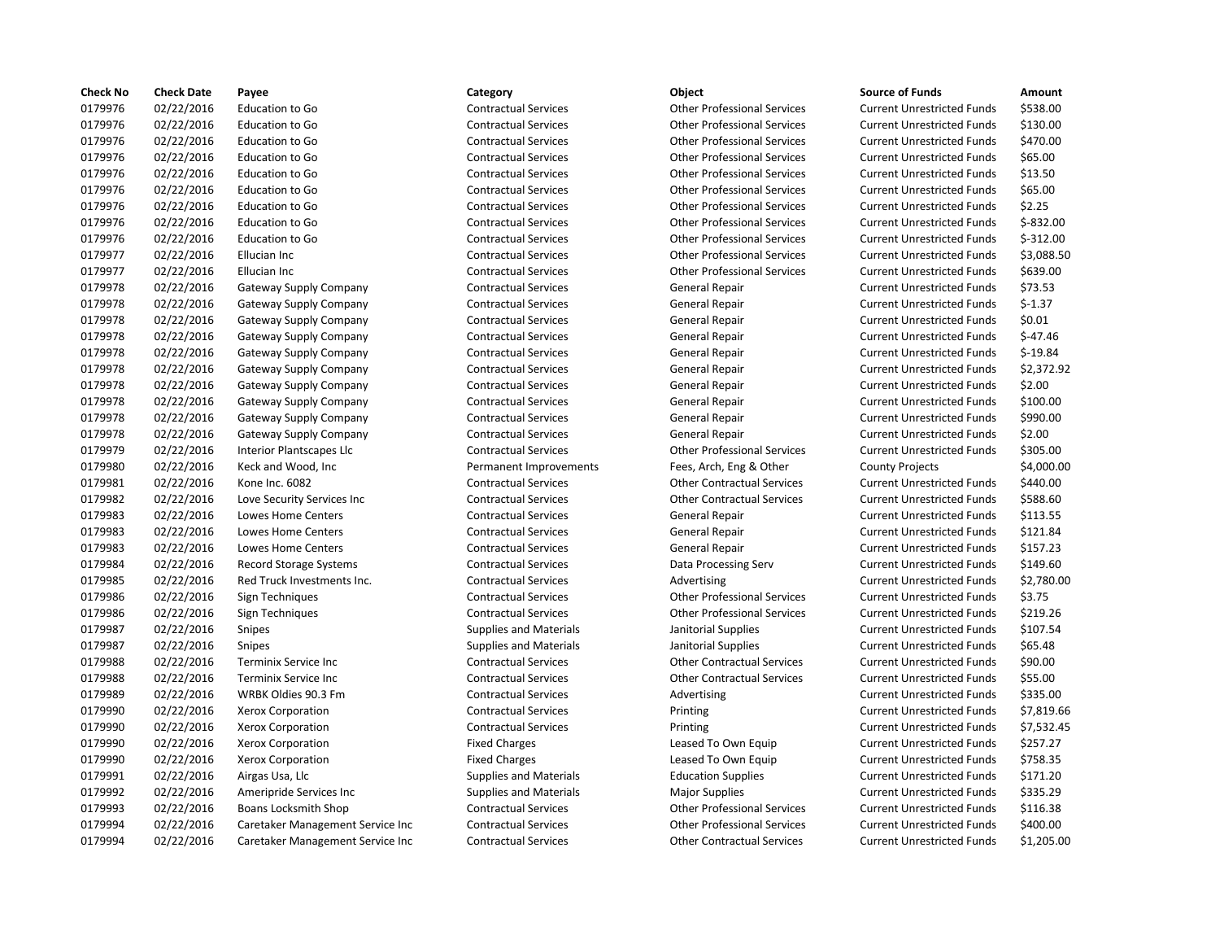| Check No | Check Date | Payee | Category | Object | Source of Funds | Amount |
|---|---|---|---|---|---|---|
| 0179976 | 02/22/2016 | Education to Go | Contractual Services | Other Professional Services | Current Unrestricted Funds | $538.00 |
| 0179976 | 02/22/2016 | Education to Go | Contractual Services | Other Professional Services | Current Unrestricted Funds | $130.00 |
| 0179976 | 02/22/2016 | Education to Go | Contractual Services | Other Professional Services | Current Unrestricted Funds | $470.00 |
| 0179976 | 02/22/2016 | Education to Go | Contractual Services | Other Professional Services | Current Unrestricted Funds | $65.00 |
| 0179976 | 02/22/2016 | Education to Go | Contractual Services | Other Professional Services | Current Unrestricted Funds | $13.50 |
| 0179976 | 02/22/2016 | Education to Go | Contractual Services | Other Professional Services | Current Unrestricted Funds | $65.00 |
| 0179976 | 02/22/2016 | Education to Go | Contractual Services | Other Professional Services | Current Unrestricted Funds | $2.25 |
| 0179976 | 02/22/2016 | Education to Go | Contractual Services | Other Professional Services | Current Unrestricted Funds | $-832.00 |
| 0179976 | 02/22/2016 | Education to Go | Contractual Services | Other Professional Services | Current Unrestricted Funds | $-312.00 |
| 0179977 | 02/22/2016 | Ellucian Inc | Contractual Services | Other Professional Services | Current Unrestricted Funds | $3,088.50 |
| 0179977 | 02/22/2016 | Ellucian Inc | Contractual Services | Other Professional Services | Current Unrestricted Funds | $639.00 |
| 0179978 | 02/22/2016 | Gateway Supply Company | Contractual Services | General Repair | Current Unrestricted Funds | $73.53 |
| 0179978 | 02/22/2016 | Gateway Supply Company | Contractual Services | General Repair | Current Unrestricted Funds | $-1.37 |
| 0179978 | 02/22/2016 | Gateway Supply Company | Contractual Services | General Repair | Current Unrestricted Funds | $0.01 |
| 0179978 | 02/22/2016 | Gateway Supply Company | Contractual Services | General Repair | Current Unrestricted Funds | $-47.46 |
| 0179978 | 02/22/2016 | Gateway Supply Company | Contractual Services | General Repair | Current Unrestricted Funds | $-19.84 |
| 0179978 | 02/22/2016 | Gateway Supply Company | Contractual Services | General Repair | Current Unrestricted Funds | $2,372.92 |
| 0179978 | 02/22/2016 | Gateway Supply Company | Contractual Services | General Repair | Current Unrestricted Funds | $2.00 |
| 0179978 | 02/22/2016 | Gateway Supply Company | Contractual Services | General Repair | Current Unrestricted Funds | $100.00 |
| 0179978 | 02/22/2016 | Gateway Supply Company | Contractual Services | General Repair | Current Unrestricted Funds | $990.00 |
| 0179978 | 02/22/2016 | Gateway Supply Company | Contractual Services | General Repair | Current Unrestricted Funds | $2.00 |
| 0179979 | 02/22/2016 | Interior Plantscapes Llc | Contractual Services | Other Professional Services | Current Unrestricted Funds | $305.00 |
| 0179980 | 02/22/2016 | Keck and Wood, Inc | Permanent Improvements | Fees, Arch, Eng & Other | County Projects | $4,000.00 |
| 0179981 | 02/22/2016 | Kone Inc. 6082 | Contractual Services | Other Contractual Services | Current Unrestricted Funds | $440.00 |
| 0179982 | 02/22/2016 | Love Security Services Inc | Contractual Services | Other Contractual Services | Current Unrestricted Funds | $588.60 |
| 0179983 | 02/22/2016 | Lowes Home Centers | Contractual Services | General Repair | Current Unrestricted Funds | $113.55 |
| 0179983 | 02/22/2016 | Lowes Home Centers | Contractual Services | General Repair | Current Unrestricted Funds | $121.84 |
| 0179983 | 02/22/2016 | Lowes Home Centers | Contractual Services | General Repair | Current Unrestricted Funds | $157.23 |
| 0179984 | 02/22/2016 | Record Storage Systems | Contractual Services | Data Processing Serv | Current Unrestricted Funds | $149.60 |
| 0179985 | 02/22/2016 | Red Truck Investments Inc. | Contractual Services | Advertising | Current Unrestricted Funds | $2,780.00 |
| 0179986 | 02/22/2016 | Sign Techniques | Contractual Services | Other Professional Services | Current Unrestricted Funds | $3.75 |
| 0179986 | 02/22/2016 | Sign Techniques | Contractual Services | Other Professional Services | Current Unrestricted Funds | $219.26 |
| 0179987 | 02/22/2016 | Snipes | Supplies and Materials | Janitorial Supplies | Current Unrestricted Funds | $107.54 |
| 0179987 | 02/22/2016 | Snipes | Supplies and Materials | Janitorial Supplies | Current Unrestricted Funds | $65.48 |
| 0179988 | 02/22/2016 | Terminix Service Inc | Contractual Services | Other Contractual Services | Current Unrestricted Funds | $90.00 |
| 0179988 | 02/22/2016 | Terminix Service Inc | Contractual Services | Other Contractual Services | Current Unrestricted Funds | $55.00 |
| 0179989 | 02/22/2016 | WRBK Oldies 90.3 Fm | Contractual Services | Advertising | Current Unrestricted Funds | $335.00 |
| 0179990 | 02/22/2016 | Xerox Corporation | Contractual Services | Printing | Current Unrestricted Funds | $7,819.66 |
| 0179990 | 02/22/2016 | Xerox Corporation | Contractual Services | Printing | Current Unrestricted Funds | $7,532.45 |
| 0179990 | 02/22/2016 | Xerox Corporation | Fixed Charges | Leased To Own Equip | Current Unrestricted Funds | $257.27 |
| 0179990 | 02/22/2016 | Xerox Corporation | Fixed Charges | Leased To Own Equip | Current Unrestricted Funds | $758.35 |
| 0179991 | 02/22/2016 | Airgas Usa, Llc | Supplies and Materials | Education Supplies | Current Unrestricted Funds | $171.20 |
| 0179992 | 02/22/2016 | Ameripride Services Inc | Supplies and Materials | Major Supplies | Current Unrestricted Funds | $335.29 |
| 0179993 | 02/22/2016 | Boans Locksmith Shop | Contractual Services | Other Professional Services | Current Unrestricted Funds | $116.38 |
| 0179994 | 02/22/2016 | Caretaker Management Service Inc | Contractual Services | Other Professional Services | Current Unrestricted Funds | $400.00 |
| 0179994 | 02/22/2016 | Caretaker Management Service Inc | Contractual Services | Other Contractual Services | Current Unrestricted Funds | $1,205.00 |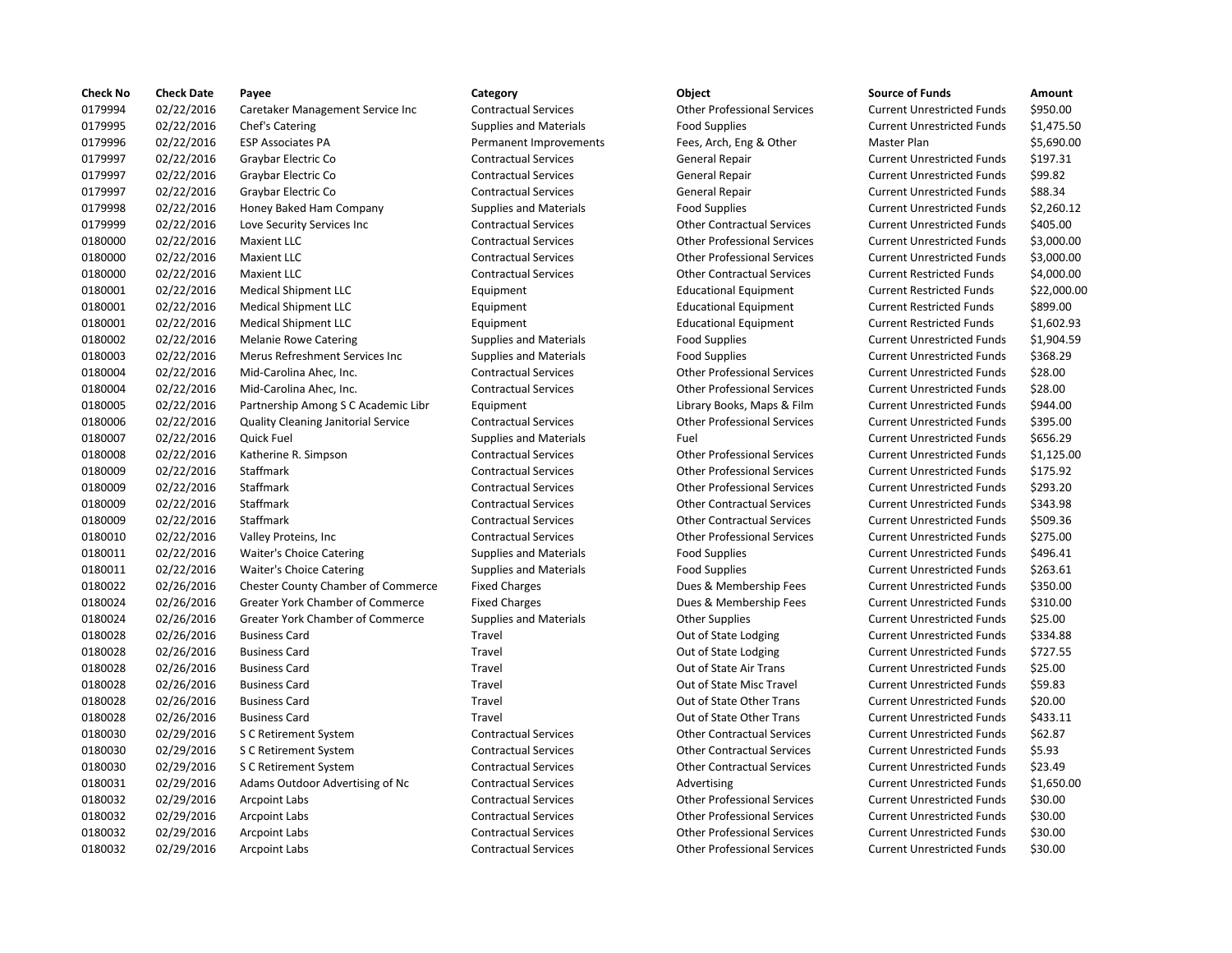| Check No | Check Date | Payee | Category | Object | Source of Funds | Amount |
| --- | --- | --- | --- | --- | --- | --- |
| 0179994 | 02/22/2016 | Caretaker Management Service Inc | Contractual Services | Other Professional Services | Current Unrestricted Funds | $950.00 |
| 0179995 | 02/22/2016 | Chef's Catering | Supplies and Materials | Food Supplies | Current Unrestricted Funds | $1,475.50 |
| 0179996 | 02/22/2016 | ESP Associates PA | Permanent Improvements | Fees, Arch, Eng & Other | Master Plan | $5,690.00 |
| 0179997 | 02/22/2016 | Graybar Electric Co | Contractual Services | General Repair | Current Unrestricted Funds | $197.31 |
| 0179997 | 02/22/2016 | Graybar Electric Co | Contractual Services | General Repair | Current Unrestricted Funds | $99.82 |
| 0179997 | 02/22/2016 | Graybar Electric Co | Contractual Services | General Repair | Current Unrestricted Funds | $88.34 |
| 0179998 | 02/22/2016 | Honey Baked Ham Company | Supplies and Materials | Food Supplies | Current Unrestricted Funds | $2,260.12 |
| 0179999 | 02/22/2016 | Love Security Services Inc | Contractual Services | Other Contractual Services | Current Unrestricted Funds | $405.00 |
| 0180000 | 02/22/2016 | Maxient LLC | Contractual Services | Other Professional Services | Current Unrestricted Funds | $3,000.00 |
| 0180000 | 02/22/2016 | Maxient LLC | Contractual Services | Other Professional Services | Current Unrestricted Funds | $3,000.00 |
| 0180000 | 02/22/2016 | Maxient LLC | Contractual Services | Other Contractual Services | Current Restricted Funds | $4,000.00 |
| 0180001 | 02/22/2016 | Medical Shipment LLC | Equipment | Educational Equipment | Current Restricted Funds | $22,000.00 |
| 0180001 | 02/22/2016 | Medical Shipment LLC | Equipment | Educational Equipment | Current Restricted Funds | $899.00 |
| 0180001 | 02/22/2016 | Medical Shipment LLC | Equipment | Educational Equipment | Current Restricted Funds | $1,602.93 |
| 0180002 | 02/22/2016 | Melanie Rowe Catering | Supplies and Materials | Food Supplies | Current Unrestricted Funds | $1,904.59 |
| 0180003 | 02/22/2016 | Merus Refreshment Services Inc | Supplies and Materials | Food Supplies | Current Unrestricted Funds | $368.29 |
| 0180004 | 02/22/2016 | Mid-Carolina Ahec, Inc. | Contractual Services | Other Professional Services | Current Unrestricted Funds | $28.00 |
| 0180004 | 02/22/2016 | Mid-Carolina Ahec, Inc. | Contractual Services | Other Professional Services | Current Unrestricted Funds | $28.00 |
| 0180005 | 02/22/2016 | Partnership Among S C Academic Libr | Equipment | Library Books, Maps & Film | Current Unrestricted Funds | $944.00 |
| 0180006 | 02/22/2016 | Quality Cleaning Janitorial Service | Contractual Services | Other Professional Services | Current Unrestricted Funds | $395.00 |
| 0180007 | 02/22/2016 | Quick Fuel | Supplies and Materials | Fuel | Current Unrestricted Funds | $656.29 |
| 0180008 | 02/22/2016 | Katherine R. Simpson | Contractual Services | Other Professional Services | Current Unrestricted Funds | $1,125.00 |
| 0180009 | 02/22/2016 | Staffmark | Contractual Services | Other Professional Services | Current Unrestricted Funds | $175.92 |
| 0180009 | 02/22/2016 | Staffmark | Contractual Services | Other Professional Services | Current Unrestricted Funds | $293.20 |
| 0180009 | 02/22/2016 | Staffmark | Contractual Services | Other Contractual Services | Current Unrestricted Funds | $343.98 |
| 0180009 | 02/22/2016 | Staffmark | Contractual Services | Other Contractual Services | Current Unrestricted Funds | $509.36 |
| 0180010 | 02/22/2016 | Valley Proteins, Inc | Contractual Services | Other Professional Services | Current Unrestricted Funds | $275.00 |
| 0180011 | 02/22/2016 | Waiter's Choice Catering | Supplies and Materials | Food Supplies | Current Unrestricted Funds | $496.41 |
| 0180011 | 02/22/2016 | Waiter's Choice Catering | Supplies and Materials | Food Supplies | Current Unrestricted Funds | $263.61 |
| 0180022 | 02/26/2016 | Chester County Chamber of Commerce | Fixed Charges | Dues & Membership Fees | Current Unrestricted Funds | $350.00 |
| 0180024 | 02/26/2016 | Greater York Chamber of Commerce | Fixed Charges | Dues & Membership Fees | Current Unrestricted Funds | $310.00 |
| 0180024 | 02/26/2016 | Greater York Chamber of Commerce | Supplies and Materials | Other Supplies | Current Unrestricted Funds | $25.00 |
| 0180028 | 02/26/2016 | Business Card | Travel | Out of State Lodging | Current Unrestricted Funds | $334.88 |
| 0180028 | 02/26/2016 | Business Card | Travel | Out of State Lodging | Current Unrestricted Funds | $727.55 |
| 0180028 | 02/26/2016 | Business Card | Travel | Out of State Air Trans | Current Unrestricted Funds | $25.00 |
| 0180028 | 02/26/2016 | Business Card | Travel | Out of State Misc Travel | Current Unrestricted Funds | $59.83 |
| 0180028 | 02/26/2016 | Business Card | Travel | Out of State Other Trans | Current Unrestricted Funds | $20.00 |
| 0180028 | 02/26/2016 | Business Card | Travel | Out of State Other Trans | Current Unrestricted Funds | $433.11 |
| 0180030 | 02/29/2016 | S C Retirement System | Contractual Services | Other Contractual Services | Current Unrestricted Funds | $62.87 |
| 0180030 | 02/29/2016 | S C Retirement System | Contractual Services | Other Contractual Services | Current Unrestricted Funds | $5.93 |
| 0180030 | 02/29/2016 | S C Retirement System | Contractual Services | Other Contractual Services | Current Unrestricted Funds | $23.49 |
| 0180031 | 02/29/2016 | Adams Outdoor Advertising of Nc | Contractual Services | Advertising | Current Unrestricted Funds | $1,650.00 |
| 0180032 | 02/29/2016 | Arcpoint Labs | Contractual Services | Other Professional Services | Current Unrestricted Funds | $30.00 |
| 0180032 | 02/29/2016 | Arcpoint Labs | Contractual Services | Other Professional Services | Current Unrestricted Funds | $30.00 |
| 0180032 | 02/29/2016 | Arcpoint Labs | Contractual Services | Other Professional Services | Current Unrestricted Funds | $30.00 |
| 0180032 | 02/29/2016 | Arcpoint Labs | Contractual Services | Other Professional Services | Current Unrestricted Funds | $30.00 |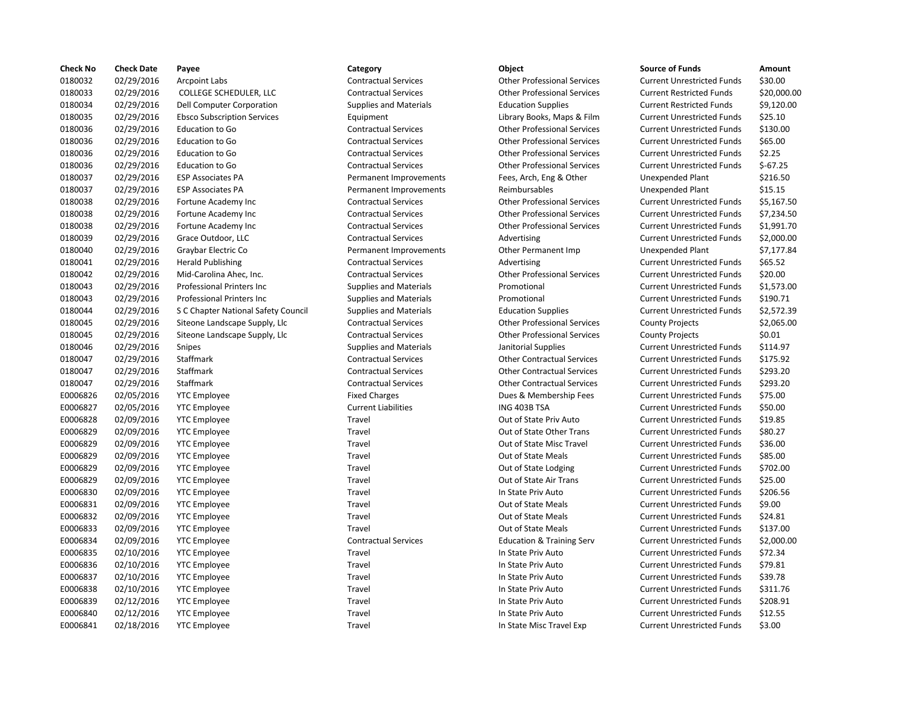| Check No | Check Date | Payee | Category | Object | Source of Funds | Amount |
|---|---|---|---|---|---|---|
| 0180032 | 02/29/2016 | Arcpoint Labs | Contractual Services | Other Professional Services | Current Unrestricted Funds | $30.00 |
| 0180033 | 02/29/2016 | COLLEGE SCHEDULER, LLC | Contractual Services | Other Professional Services | Current Restricted Funds | $20,000.00 |
| 0180034 | 02/29/2016 | Dell Computer Corporation | Supplies and Materials | Education Supplies | Current Restricted Funds | $9,120.00 |
| 0180035 | 02/29/2016 | Ebsco Subscription Services | Equipment | Library Books, Maps & Film | Current Unrestricted Funds | $25.10 |
| 0180036 | 02/29/2016 | Education to Go | Contractual Services | Other Professional Services | Current Unrestricted Funds | $130.00 |
| 0180036 | 02/29/2016 | Education to Go | Contractual Services | Other Professional Services | Current Unrestricted Funds | $65.00 |
| 0180036 | 02/29/2016 | Education to Go | Contractual Services | Other Professional Services | Current Unrestricted Funds | $2.25 |
| 0180036 | 02/29/2016 | Education to Go | Contractual Services | Other Professional Services | Current Unrestricted Funds | $-67.25 |
| 0180037 | 02/29/2016 | ESP Associates PA | Permanent Improvements | Fees, Arch, Eng & Other | Unexpended Plant | $216.50 |
| 0180037 | 02/29/2016 | ESP Associates PA | Permanent Improvements | Reimbursables | Unexpended Plant | $15.15 |
| 0180038 | 02/29/2016 | Fortune Academy Inc | Contractual Services | Other Professional Services | Current Unrestricted Funds | $5,167.50 |
| 0180038 | 02/29/2016 | Fortune Academy Inc | Contractual Services | Other Professional Services | Current Unrestricted Funds | $7,234.50 |
| 0180038 | 02/29/2016 | Fortune Academy Inc | Contractual Services | Other Professional Services | Current Unrestricted Funds | $1,991.70 |
| 0180039 | 02/29/2016 | Grace Outdoor, LLC | Contractual Services | Advertising | Current Unrestricted Funds | $2,000.00 |
| 0180040 | 02/29/2016 | Graybar Electric Co | Permanent Improvements | Other Permanent Imp | Unexpended Plant | $7,177.84 |
| 0180041 | 02/29/2016 | Herald Publishing | Contractual Services | Advertising | Current Unrestricted Funds | $65.52 |
| 0180042 | 02/29/2016 | Mid-Carolina Ahec, Inc. | Contractual Services | Other Professional Services | Current Unrestricted Funds | $20.00 |
| 0180043 | 02/29/2016 | Professional Printers Inc | Supplies and Materials | Promotional | Current Unrestricted Funds | $1,573.00 |
| 0180043 | 02/29/2016 | Professional Printers Inc | Supplies and Materials | Promotional | Current Unrestricted Funds | $190.71 |
| 0180044 | 02/29/2016 | S C Chapter National Safety Council | Supplies and Materials | Education Supplies | Current Unrestricted Funds | $2,572.39 |
| 0180045 | 02/29/2016 | Siteone Landscape Supply, Llc | Contractual Services | Other Professional Services | County Projects | $2,065.00 |
| 0180045 | 02/29/2016 | Siteone Landscape Supply, Llc | Contractual Services | Other Professional Services | County Projects | $0.01 |
| 0180046 | 02/29/2016 | Snipes | Supplies and Materials | Janitorial Supplies | Current Unrestricted Funds | $114.97 |
| 0180047 | 02/29/2016 | Staffmark | Contractual Services | Other Contractual Services | Current Unrestricted Funds | $175.92 |
| 0180047 | 02/29/2016 | Staffmark | Contractual Services | Other Contractual Services | Current Unrestricted Funds | $293.20 |
| 0180047 | 02/29/2016 | Staffmark | Contractual Services | Other Contractual Services | Current Unrestricted Funds | $293.20 |
| E0006826 | 02/05/2016 | YTC Employee | Fixed Charges | Dues & Membership Fees | Current Unrestricted Funds | $75.00 |
| E0006827 | 02/05/2016 | YTC Employee | Current Liabilities | ING 403B TSA | Current Unrestricted Funds | $50.00 |
| E0006828 | 02/09/2016 | YTC Employee | Travel | Out of State Priv Auto | Current Unrestricted Funds | $19.85 |
| E0006829 | 02/09/2016 | YTC Employee | Travel | Out of State Other Trans | Current Unrestricted Funds | $80.27 |
| E0006829 | 02/09/2016 | YTC Employee | Travel | Out of State Misc Travel | Current Unrestricted Funds | $36.00 |
| E0006829 | 02/09/2016 | YTC Employee | Travel | Out of State Meals | Current Unrestricted Funds | $85.00 |
| E0006829 | 02/09/2016 | YTC Employee | Travel | Out of State Lodging | Current Unrestricted Funds | $702.00 |
| E0006829 | 02/09/2016 | YTC Employee | Travel | Out of State Air Trans | Current Unrestricted Funds | $25.00 |
| E0006830 | 02/09/2016 | YTC Employee | Travel | In State Priv Auto | Current Unrestricted Funds | $206.56 |
| E0006831 | 02/09/2016 | YTC Employee | Travel | Out of State Meals | Current Unrestricted Funds | $9.00 |
| E0006832 | 02/09/2016 | YTC Employee | Travel | Out of State Meals | Current Unrestricted Funds | $24.81 |
| E0006833 | 02/09/2016 | YTC Employee | Travel | Out of State Meals | Current Unrestricted Funds | $137.00 |
| E0006834 | 02/09/2016 | YTC Employee | Contractual Services | Education & Training Serv | Current Unrestricted Funds | $2,000.00 |
| E0006835 | 02/10/2016 | YTC Employee | Travel | In State Priv Auto | Current Unrestricted Funds | $72.34 |
| E0006836 | 02/10/2016 | YTC Employee | Travel | In State Priv Auto | Current Unrestricted Funds | $79.81 |
| E0006837 | 02/10/2016 | YTC Employee | Travel | In State Priv Auto | Current Unrestricted Funds | $39.78 |
| E0006838 | 02/10/2016 | YTC Employee | Travel | In State Priv Auto | Current Unrestricted Funds | $311.76 |
| E0006839 | 02/12/2016 | YTC Employee | Travel | In State Priv Auto | Current Unrestricted Funds | $208.91 |
| E0006840 | 02/12/2016 | YTC Employee | Travel | In State Priv Auto | Current Unrestricted Funds | $12.55 |
| E0006841 | 02/18/2016 | YTC Employee | Travel | In State Misc Travel Exp | Current Unrestricted Funds | $3.00 |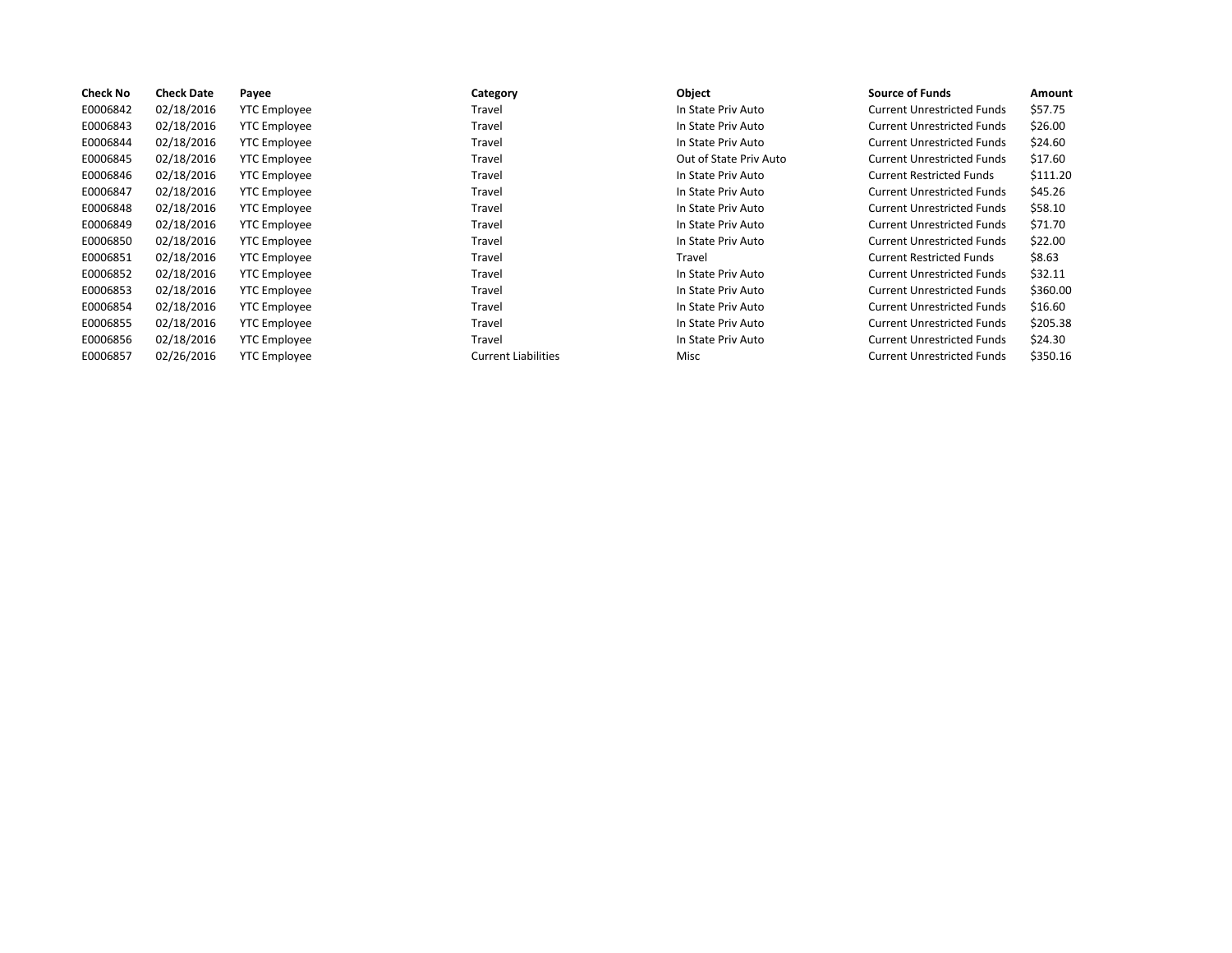| Check No | Check Date | Payee | Category | Object | Source of Funds | Amount |
| --- | --- | --- | --- | --- | --- | --- |
| E0006842 | 02/18/2016 | YTC Employee | Travel | In State Priv Auto | Current Unrestricted Funds | $57.75 |
| E0006843 | 02/18/2016 | YTC Employee | Travel | In State Priv Auto | Current Unrestricted Funds | $26.00 |
| E0006844 | 02/18/2016 | YTC Employee | Travel | In State Priv Auto | Current Unrestricted Funds | $24.60 |
| E0006845 | 02/18/2016 | YTC Employee | Travel | Out of State Priv Auto | Current Unrestricted Funds | $17.60 |
| E0006846 | 02/18/2016 | YTC Employee | Travel | In State Priv Auto | Current Restricted Funds | $111.20 |
| E0006847 | 02/18/2016 | YTC Employee | Travel | In State Priv Auto | Current Unrestricted Funds | $45.26 |
| E0006848 | 02/18/2016 | YTC Employee | Travel | In State Priv Auto | Current Unrestricted Funds | $58.10 |
| E0006849 | 02/18/2016 | YTC Employee | Travel | In State Priv Auto | Current Unrestricted Funds | $71.70 |
| E0006850 | 02/18/2016 | YTC Employee | Travel | In State Priv Auto | Current Unrestricted Funds | $22.00 |
| E0006851 | 02/18/2016 | YTC Employee | Travel | Travel | Current Restricted Funds | $8.63 |
| E0006852 | 02/18/2016 | YTC Employee | Travel | In State Priv Auto | Current Unrestricted Funds | $32.11 |
| E0006853 | 02/18/2016 | YTC Employee | Travel | In State Priv Auto | Current Unrestricted Funds | $360.00 |
| E0006854 | 02/18/2016 | YTC Employee | Travel | In State Priv Auto | Current Unrestricted Funds | $16.60 |
| E0006855 | 02/18/2016 | YTC Employee | Travel | In State Priv Auto | Current Unrestricted Funds | $205.38 |
| E0006856 | 02/18/2016 | YTC Employee | Travel | In State Priv Auto | Current Unrestricted Funds | $24.30 |
| E0006857 | 02/26/2016 | YTC Employee | Current Liabilities | Misc | Current Unrestricted Funds | $350.16 |